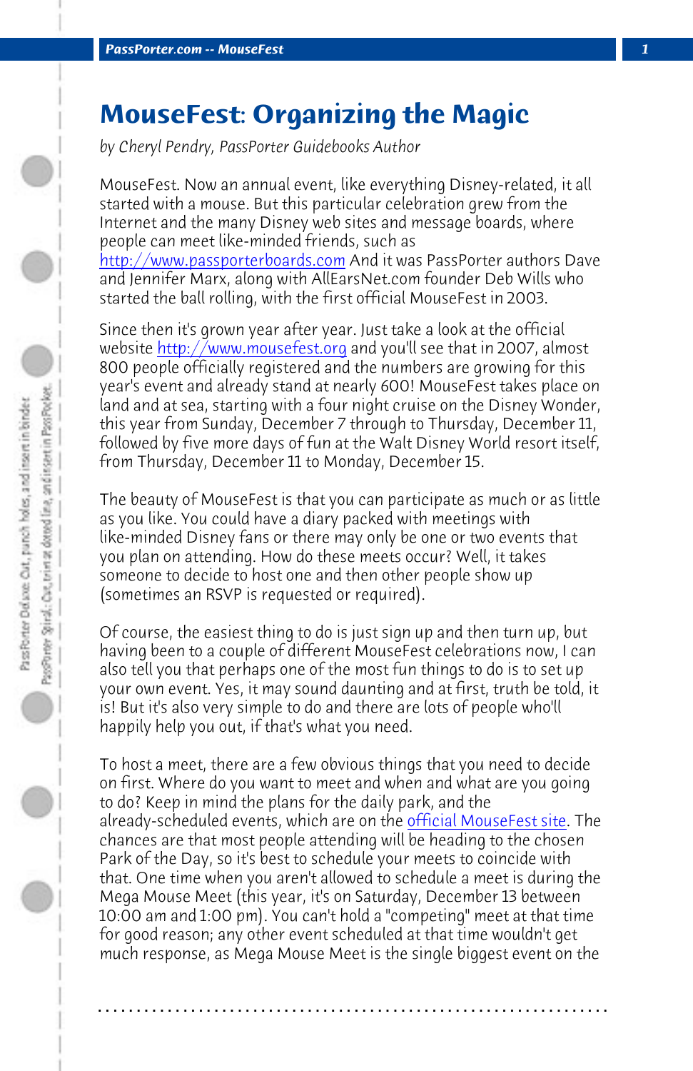# MouseFest: Organizing the Magic

*by Cheryl Pendry, PassPorter Guidebooks Author*

MouseFest. Now an annual event, like everything Disney-related, it all started with a mouse. But this particular celebration grew from the Internet and the many Disney web sites and message boards, where people can meet like-minded friends, such as http://www.passporterboards.com And it was PassPorter authors Dave and Jennifer Marx, along with AllEarsNet.com founder Deb Wills who started the ball rolling, with the first official MouseFest in 2003.

Since then it's grown year after year. Just take a look at the official website http://www.mousefest.org and you'll see that in 2007, almost 800 people officially registered and the numbers are growing for this year's event and already stand at nearly 600! MouseFest takes place on land and at sea, starting with a four night cruise on the Disney Wonder, this year from Sunday, December 7 through to Thursday, December 11, followed by five more days of fun at the Walt Disney World resort itself, from Thursday, December 11 to Monday, December 15.

The beauty of MouseFest is that you can participate as much or as little as you like. You could have a diary packed with meetings with like-minded Disney fans or there may only be one or two events that you plan on attending. How do these meets occur? Well, it takes someone to decide to host one and then other people show up (sometimes an RSVP is requested or required).

Of course, the easiest thing to do is just sign up and then turn up, but having been to a couple of different MouseFest celebrations now, I can also tell you that perhaps one of the most fun things to do is to set up your own event. Yes, it may sound daunting and at first, truth be told, it is! But it's also very simple to do and there are lots of people who'll happily help you out, if that's what you need.

To host a meet, there are a few obvious things that you need to decide on first. Where do you want to meet and when and what are you going to do? Keep in mind the plans for the daily park, and the already-scheduled events, which are on the official MouseFest site. The chances are that most people attending will be heading to the chosen Park of the Day, so it's best to schedule your meets to coincide with that. One time when you aren't allowed to schedule a meet is during the Mega Mouse Meet (this year, it's on Saturday, December 13 between 10:00 am and 1:00 pm). You can't hold a "competing" meet at that time for good reason; any other event scheduled at that time wouldn't get much response, as Mega Mouse Meet is the single biggest event on the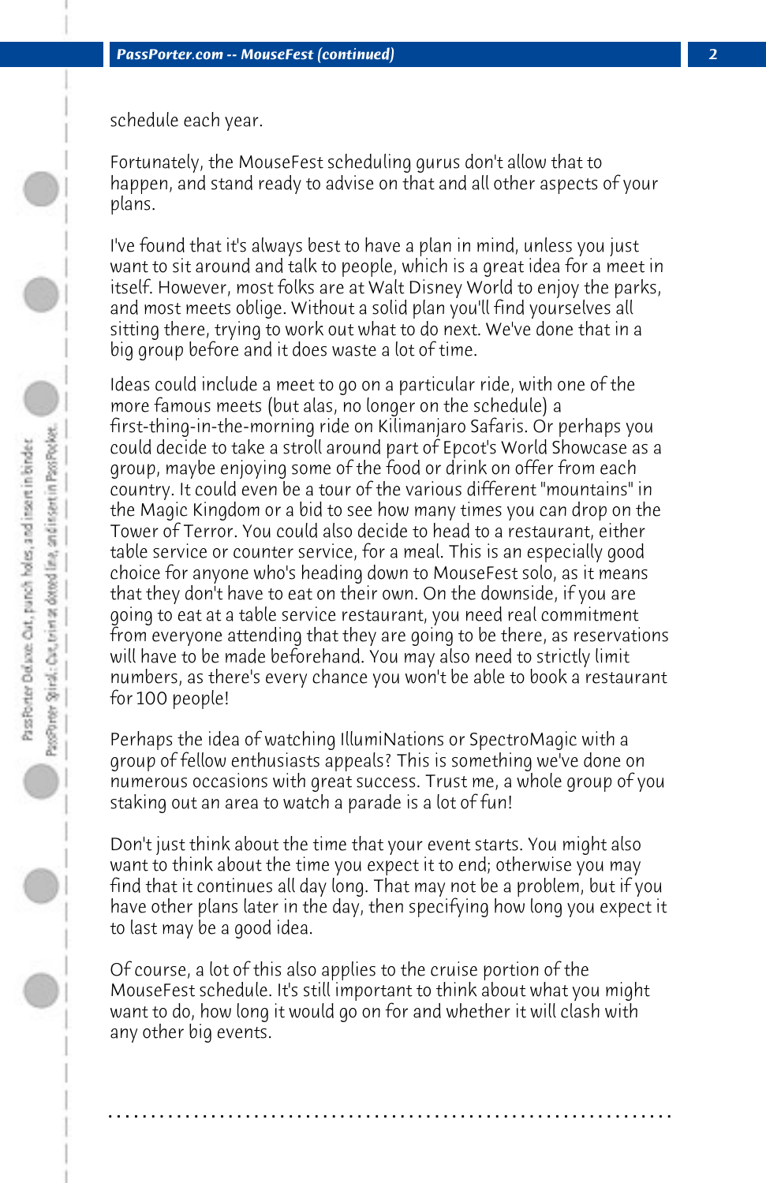schedule each year.

Fortunately, the MouseFest scheduling gurus don't allow that to happen, and stand ready to advise on that and all other aspects of your plans.

I've found that it's always best to have a plan in mind, unless you just want to sit around and talk to people, which is a great idea for a meet in itself. However, most folks are at Walt Disney World to enjoy the parks, and most meets oblige. Without a solid plan you'll find yourselves all sitting there, trying to work out what to do next. We've done that in a big group before and it does waste a lot of time.

Ideas could include a meet to go on a particular ride, with one of the more famous meets (but alas, no longer on the schedule) a first-thing-in-the-morning ride on Kilimanjaro Safaris. Or perhaps you could decide to take a stroll around part of Epcot's World Showcase as a group, maybe enjoying some of the food or drink on offer from each country. It could even be a tour of the various different "mountains" in the Magic Kingdom or a bid to see how many times you can drop on the Tower of Terror. You could also decide to head to a restaurant, either table service or counter service, for a meal. This is an especially good choice for anyone who's heading down to MouseFest solo, as it means that they don't have to eat on their own. On the downside, if you are going to eat at a table service restaurant, you need real commitment from everyone attending that they are going to be there, as reservations will have to be made beforehand. You may also need to strictly limit numbers, as there's every chance you won't be able to book a restaurant for 100 people!

Perhaps the idea of watching IllumiNations or SpectroMagic with a group of fellow enthusiasts appeals? This is something we've done on numerous occasions with great success. Trust me, a whole group of you staking out an area to watch a parade is a lot of fun!

Don't just think about the time that your event starts. You might also want to think about the time you expect it to end; otherwise you may find that it continues all day long. That may not be a problem, but if you have other plans later in the day, then specifying how long you expect it to last may be a good idea.

Of course, a lot of this also applies to the cruise portion of the MouseFest schedule. It's still important to think about what you might want to do, how long it would go on for and whether it will clash with any other big events.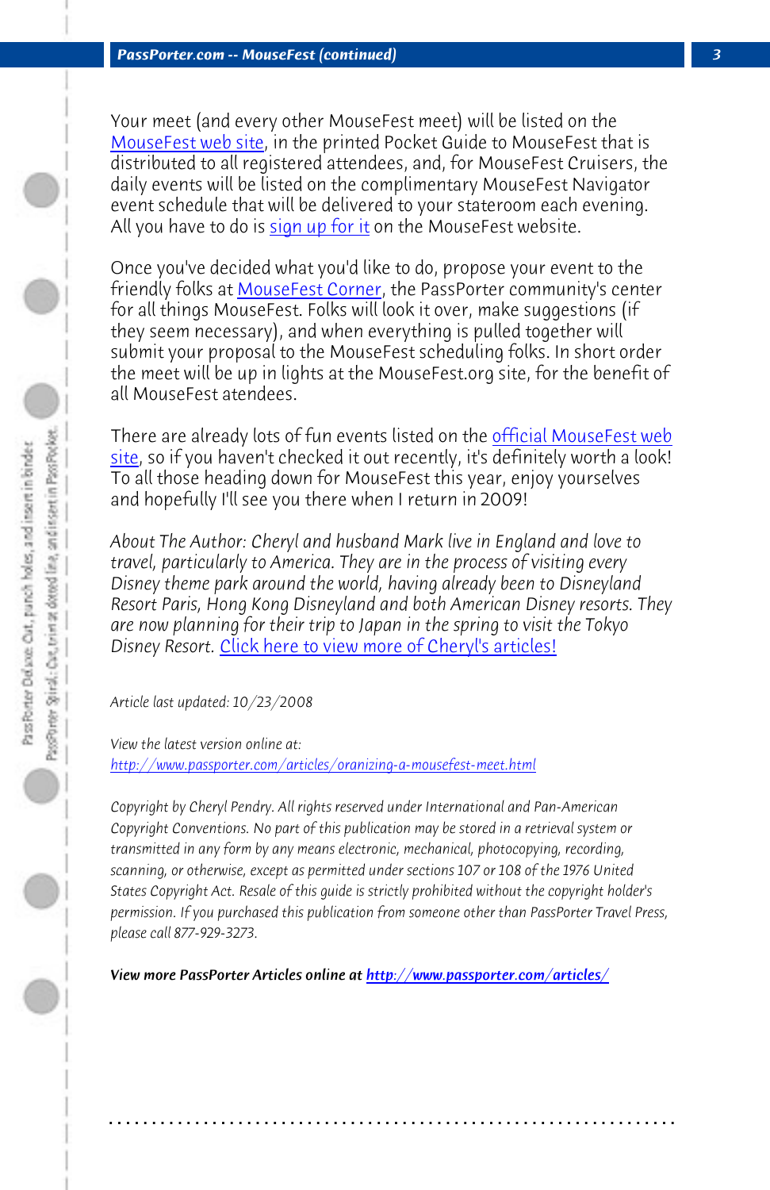Your meet (and every other MouseFest meet) will be listed on the MouseFest web site, in the printed Pocket Guide to MouseFest that is distributed to all registered attendees, and, for MouseFest Cruisers, the daily events will be listed on the complimentary MouseFest Navigator event schedule that will be delivered to your stateroom each evening. All you have to do is sign up for it on the MouseFest website.

Once you've decided what you'd like to do, propose your event to the friendly folks at MouseFest Corner, the PassPorter community's center for all things MouseFest. Folks will look it over, make suggestions (if they seem necessary), and when everything is pulled together will submit your proposal to the MouseFest scheduling folks. In short order the meet will be up in lights at the MouseFest.org site, for the benefit of all MouseFest atendees.

There are already lots of fun events listed on the official MouseFest web site, so if you haven't checked it out recently, it's definitely worth a look! To all those heading down for MouseFest this year, enjoy yourselves and hopefully I'll see you there when I return in 2009!

*About The Author: Cheryl and husband Mark live in England and love to travel, particularly to America. They are in the process of visiting every Disney theme park around the world, having already been to Disneyland Resort Paris, Hong Kong Disneyland and both American Disney resorts. They are now planning for their trip to Japan in the spring to visit the Tokyo Disney Resort.* Click here to view more of Cheryl's articles!

*Article last updated: 10/23/2008*

*View the latest version online at:*
*http://www.passporter.com/articles/oranizing-a-mousefest-meet.html*

*Copyright by Cheryl Pendry. All rights reserved under International and Pan-American Copyright Conventions. No part of this publication may be stored in a retrieval system or transmitted in any form by any means electronic, mechanical, photocopying, recording, scanning, or otherwise, except as permitted under sections 107 or 108 of the 1976 United States Copyright Act. Resale of this guide is strictly prohibited without the copyright holder's permission. If you purchased this publication from someone other than PassPorter Travel Press, please call 877-929-3273.*

***View more PassPorter Articles online at http://www.passporter.com/articles/***